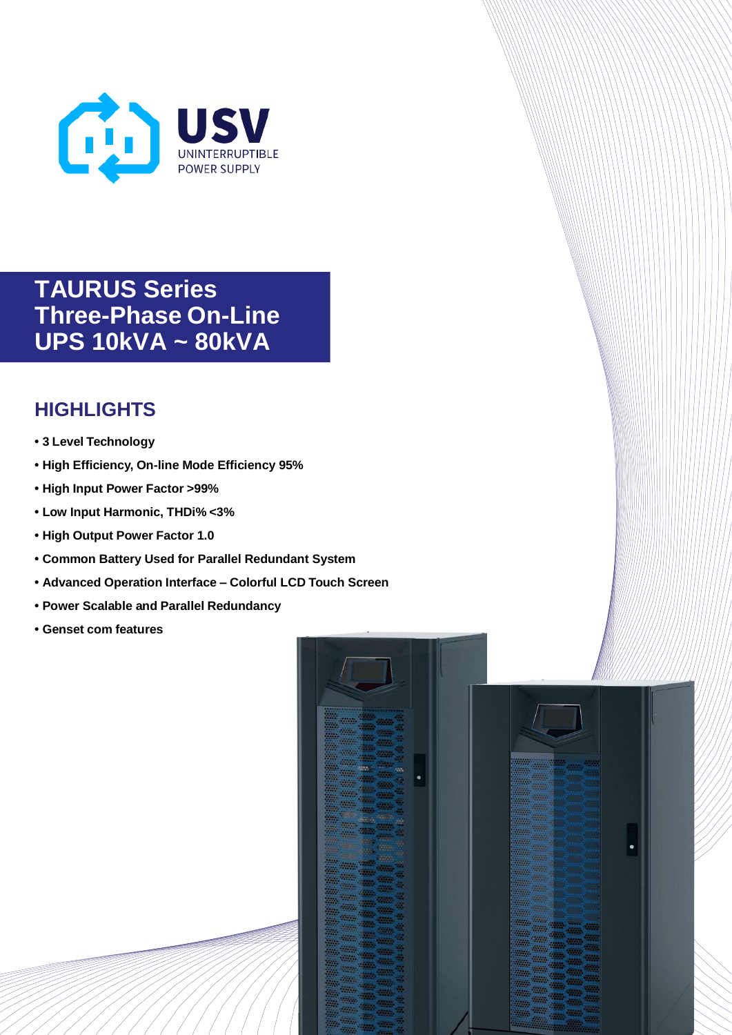USV
UNINTERRUPTIBLE
POWER SUPPLY

# TAURUS Series Three-Phase On-Line UPS 10kVA ~ 80kVA

## HIGHLIGHTS

- **3 Level Technology**
- **High Efficiency, On-line Mode Efficiency 95%**
- **High Input Power Factor >99%**
- **Low Input Harmonic, THDi% <3%**
- **High Output Power Factor 1.0**
- **Common Battery Used for Parallel Redundant System**
- **Advanced Operation Interface – Colorful LCD Touch Screen**
- **Power Scalable and Parallel Redundancy**
- **Genset com features**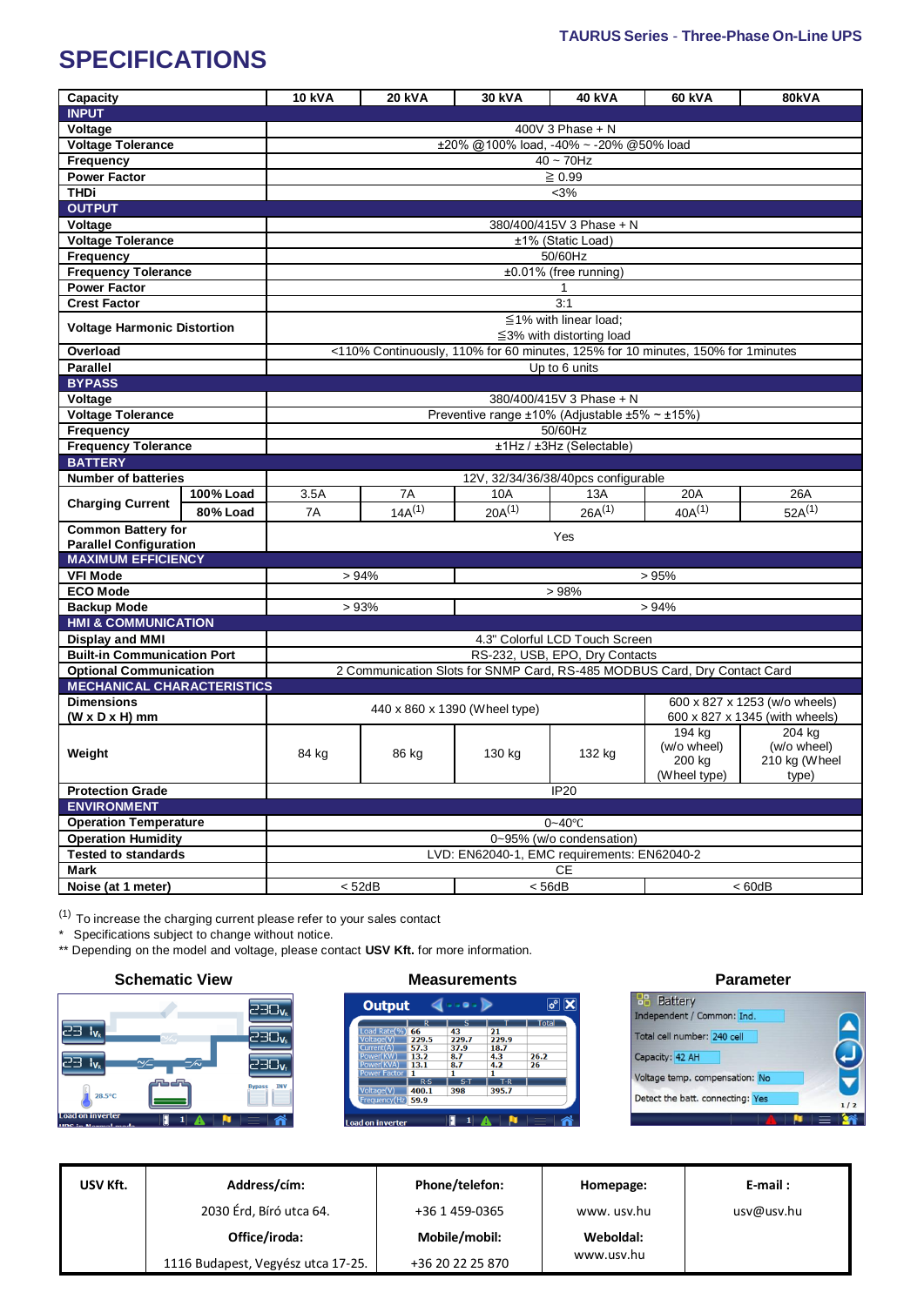TAURUS Series - Three-Phase On-Line UPS

# SPECIFICATIONS

| Capacity | | 10 kVA | 20 kVA | 30 kVA | 40 kVA | 60 kVA | 80kVA |
|---|---|---|---|---|---|---|---|
| **INPUT** | | | | | | | |
| Voltage | | 400V 3 Phase + N | | | | | |
| Voltage Tolerance | | ±20% @100% load, -40% ~ -20% @50% load | | | | | |
| Frequency | | 40 ~ 70Hz | | | | | |
| Power Factor | | ≧ 0.99 | | | | | |
| THDi | | <3% | | | | | |
| **OUTPUT** | | | | | | | |
| Voltage | | 380/400/415V 3 Phase + N | | | | | |
| Voltage Tolerance | | ±1% (Static Load) | | | | | |
| Frequency | | 50/60Hz | | | | | |
| Frequency Tolerance | | ±0.01% (free running) | | | | | |
| Power Factor | | 1 | | | | | |
| Crest Factor | | 3:1 | | | | | |
| Voltage Harmonic Distortion | | ≦1% with linear load; ≦3% with distorting load | | | | | |
| Overload | | <110% Continuously, 110% for 60 minutes, 125% for 10 minutes, 150% for 1minutes | | | | | |
| Parallel | | Up to 6 units | | | | | |
| **BYPASS** | | | | | | | |
| Voltage | | 380/400/415V 3 Phase + N | | | | | |
| Voltage Tolerance | | Preventive range ±10% (Adjustable ±5% ~ ±15%) | | | | | |
| Frequency | | 50/60Hz | | | | | |
| Frequency Tolerance | | ±1Hz / ±3Hz (Selectable) | | | | | |
| **BATTERY** | | | | | | | |
| Number of batteries | | 12V, 32/34/36/38/40pcs configurable | | | | | |
| Charging Current | 100% Load | 3.5A | 7A | 10A | 13A | 20A | 26A |
| | 80% Load | 7A | 14A(1) | 20A(1) | 26A(1) | 40A(1) | 52A(1) |
| Common Battery for Parallel Configuration | | Yes | | | | | |
| **MAXIMUM EFFICIENCY** | | | | | | | |
| VFI Mode | | > 94% | | > 95% | | | |
| ECO Mode | | > 98% | | | | | |
| Backup Mode | | > 93% | | > 94% | | | |
| **HMI & COMMUNICATION** | | | | | | | |
| Display and MMI | | 4.3" Colorful LCD Touch Screen | | | | | |
| Built-in Communication Port | | RS-232, USB, EPO, Dry Contacts | | | | | |
| Optional Communication | | 2 Communication Slots for SNMP Card, RS-485 MODBUS Card, Dry Contact Card | | | | | |
| **MECHANICAL CHARACTERISTICS** | | | | | | | |
| Dimensions (W x D x H) mm | | 440 x 860 x 1390 (Wheel type) | | | | 600 x 827 x 1253 (w/o wheels) 600 x 827 x 1345 (with wheels) | |
| Weight | | 84 kg | 86 kg | 130 kg | 132 kg | 194 kg (w/o wheel) 200 kg (Wheel type) | 204 kg (w/o wheel) 210 kg (Wheel type) |
| Protection Grade | | IP20 | | | | | |
| **ENVIRONMENT** | | | | | | | |
| Operation Temperature | | 0~40℃ | | | | | |
| Operation Humidity | | 0~95% (w/o condensation) | | | | | |
| Tested to standards | | LVD: EN62040-1, EMC requirements: EN62040-2 | | | | | |
| Mark | | CE | | | | | |
| Noise (at 1 meter) | | < 52dB | | < 56dB | | < 60dB | |

(1) To increase the charging current please refer to your sales contact

* Specifications subject to change without notice.

** Depending on the model and voltage, please contact **USV Kft.** for more information.

**Schematic View**

**Measurements**

**Parameter**

| USV Kft. | Address/cím: | Phone/telefon: | Homepage: | E-mail : |
|---|---|---|---|---|
| | 2030 Érd, Bíró utca 64. | +36 1 459-0365 | www. usv.hu | usv@usv.hu |
| | Office/iroda: | Mobile/mobil: | Weboldal: | |
| | 1116 Budapest, Vegyész utca 17-25. | +36 20 22 25 870 | www.usv.hu | |